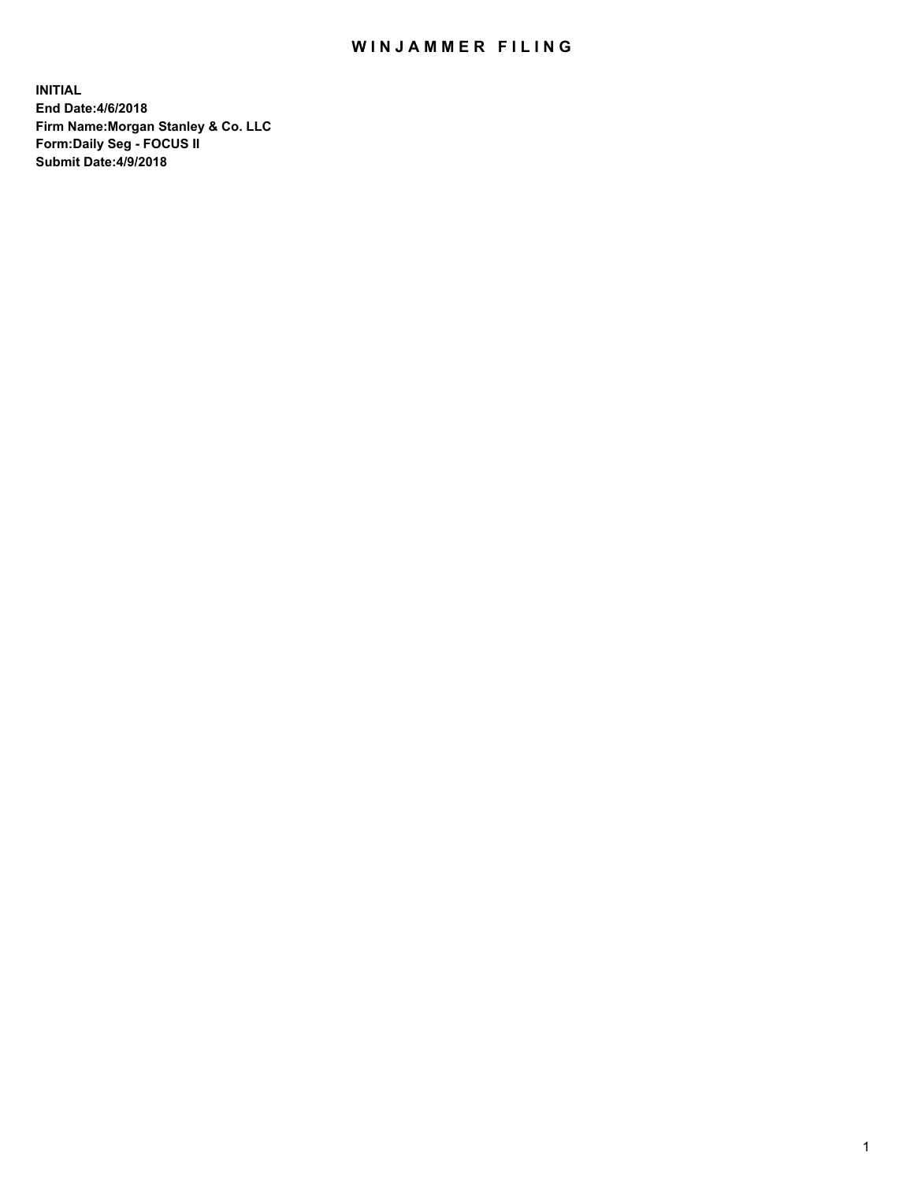# WINJAMMER FILING

**INITIAL**
**End Date:4/6/2018**
**Firm Name:Morgan Stanley & Co. LLC**
**Form:Daily Seg - FOCUS II**
**Submit Date:4/9/2018**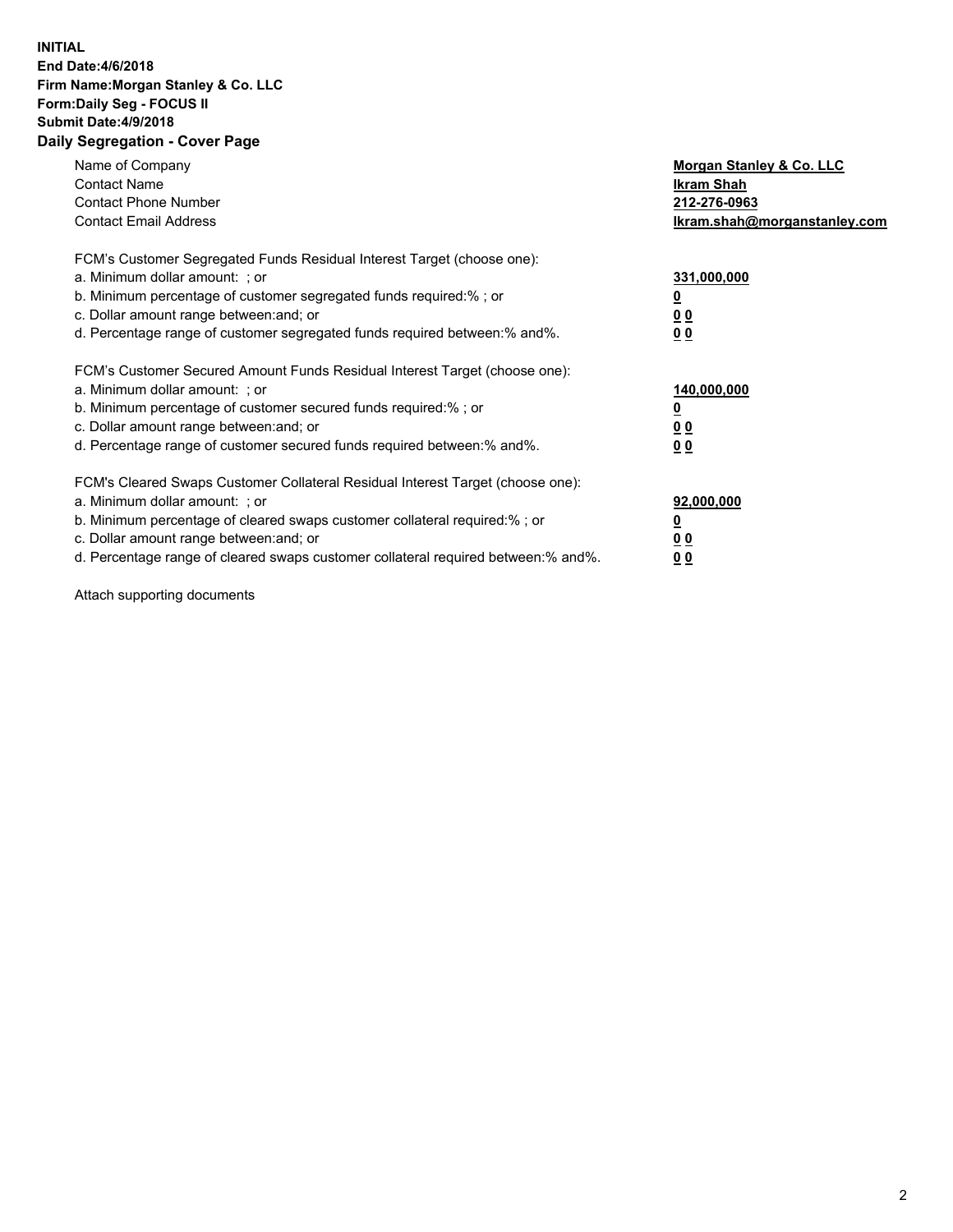**INITIAL**
**End Date:4/6/2018**
**Firm Name:Morgan Stanley & Co. LLC**
**Form:Daily Seg - FOCUS II**
**Submit Date:4/9/2018**

## Daily Segregation - Cover Page

| | |
|---|---|
| Name of Company | **Morgan Stanley & Co. LLC** |
| Contact Name | **Ikram Shah** |
| Contact Phone Number | **212-276-0963** |
| Contact Email Address | **Ikram.shah@morganstanley.com** |

FCM's Customer Segregated Funds Residual Interest Target (choose one):

| | |
|---|---|
| a. Minimum dollar amount: ; or | **331,000,000** |
| b. Minimum percentage of customer segregated funds required:% ; or | **0** |
| c. Dollar amount range between:and; or | **0 0** |
| d. Percentage range of customer segregated funds required between:% and%. | **0 0** |

FCM's Customer Secured Amount Funds Residual Interest Target (choose one):

| | |
|---|---|
| a. Minimum dollar amount: ; or | **140,000,000** |
| b. Minimum percentage of customer secured funds required:% ; or | **0** |
| c. Dollar amount range between:and; or | **0 0** |
| d. Percentage range of customer secured funds required between:% and%. | **0 0** |

FCM's Cleared Swaps Customer Collateral Residual Interest Target (choose one):

| | |
|---|---|
| a. Minimum dollar amount: ; or | **92,000,000** |
| b. Minimum percentage of cleared swaps customer collateral required:% ; or | **0** |
| c. Dollar amount range between:and; or | **0 0** |
| d. Percentage range of cleared swaps customer collateral required between:% and%. | **0 0** |

Attach supporting documents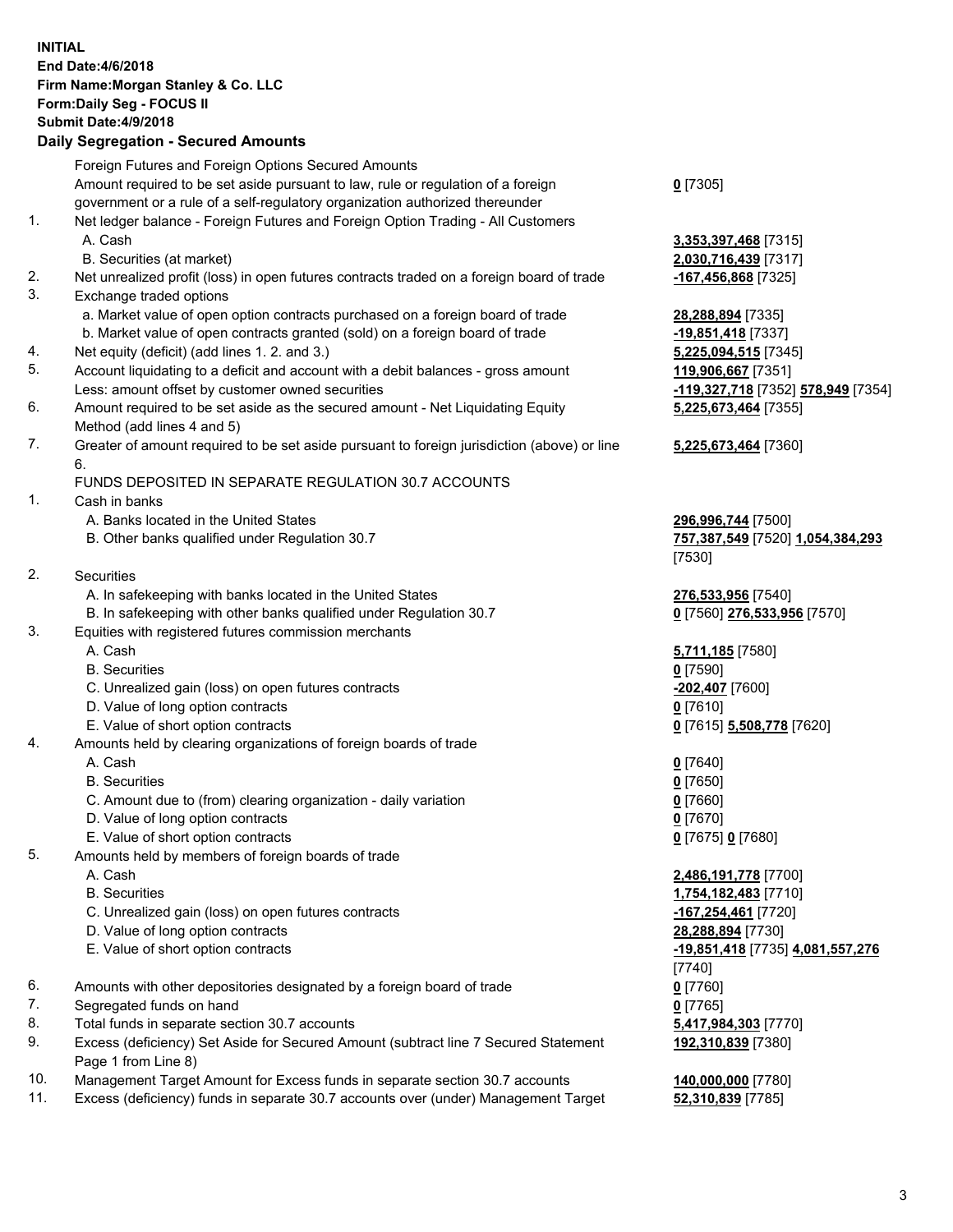**INITIAL**
**End Date:4/6/2018**
**Firm Name:Morgan Stanley & Co. LLC**
**Form:Daily Seg - FOCUS II**
**Submit Date:4/9/2018**

**Daily Segregation - Secured Amounts**

| | | |
|---|---|---|
| | Foreign Futures and Foreign Options Secured Amounts | |
| | Amount required to be set aside pursuant to law, rule or regulation of a foreign government or a rule of a self-regulatory organization authorized thereunder | **0** [7305] |
| 1. | Net ledger balance - Foreign Futures and Foreign Option Trading - All Customers | |
| | A. Cash | **3,353,397,468** [7315] |
| | B. Securities (at market) | **2,030,716,439** [7317] |
| 2. | Net unrealized profit (loss) in open futures contracts traded on a foreign board of trade | **-167,456,868** [7325] |
| 3. | Exchange traded options | |
| | a. Market value of open option contracts purchased on a foreign board of trade | **28,288,894** [7335] |
| | b. Market value of open contracts granted (sold) on a foreign board of trade | **-19,851,418** [7337] |
| 4. | Net equity (deficit) (add lines 1. 2. and 3.) | **5,225,094,515** [7345] |
| 5. | Account liquidating to a deficit and account with a debit balances - gross amount | **119,906,667** [7351] |
| | Less: amount offset by customer owned securities | **-119,327,718** [7352] **578,949** [7354] |
| 6. | Amount required to be set aside as the secured amount - Net Liquidating Equity Method (add lines 4 and 5) | **5,225,673,464** [7355] |
| 7. | Greater of amount required to be set aside pursuant to foreign jurisdiction (above) or line 6. | **5,225,673,464** [7360] |
| | FUNDS DEPOSITED IN SEPARATE REGULATION 30.7 ACCOUNTS | |
| 1. | Cash in banks | |
| | A. Banks located in the United States | **296,996,744** [7500] |
| | B. Other banks qualified under Regulation 30.7 | **757,387,549** [7520] **1,054,384,293** [7530] |
| 2. | Securities | |
| | A. In safekeeping with banks located in the United States | **276,533,956** [7540] |
| | B. In safekeeping with other banks qualified under Regulation 30.7 | **0** [7560] **276,533,956** [7570] |
| 3. | Equities with registered futures commission merchants | |
| | A. Cash | **5,711,185** [7580] |
| | B. Securities | **0** [7590] |
| | C. Unrealized gain (loss) on open futures contracts | **-202,407** [7600] |
| | D. Value of long option contracts | **0** [7610] |
| | E. Value of short option contracts | **0** [7615] **5,508,778** [7620] |
| 4. | Amounts held by clearing organizations of foreign boards of trade | |
| | A. Cash | **0** [7640] |
| | B. Securities | **0** [7650] |
| | C. Amount due to (from) clearing organization - daily variation | **0** [7660] |
| | D. Value of long option contracts | **0** [7670] |
| | E. Value of short option contracts | **0** [7675] **0** [7680] |
| 5. | Amounts held by members of foreign boards of trade | |
| | A. Cash | **2,486,191,778** [7700] |
| | B. Securities | **1,754,182,483** [7710] |
| | C. Unrealized gain (loss) on open futures contracts | **-167,254,461** [7720] |
| | D. Value of long option contracts | **28,288,894** [7730] |
| | E. Value of short option contracts | **-19,851,418** [7735] **4,081,557,276** [7740] |
| 6. | Amounts with other depositories designated by a foreign board of trade | **0** [7760] |
| 7. | Segregated funds on hand | **0** [7765] |
| 8. | Total funds in separate section 30.7 accounts | **5,417,984,303** [7770] |
| 9. | Excess (deficiency) Set Aside for Secured Amount (subtract line 7 Secured Statement Page 1 from Line 8) | **192,310,839** [7380] |
| 10. | Management Target Amount for Excess funds in separate section 30.7 accounts | **140,000,000** [7780] |
| 11. | Excess (deficiency) funds in separate 30.7 accounts over (under) Management Target | **52,310,839** [7785] |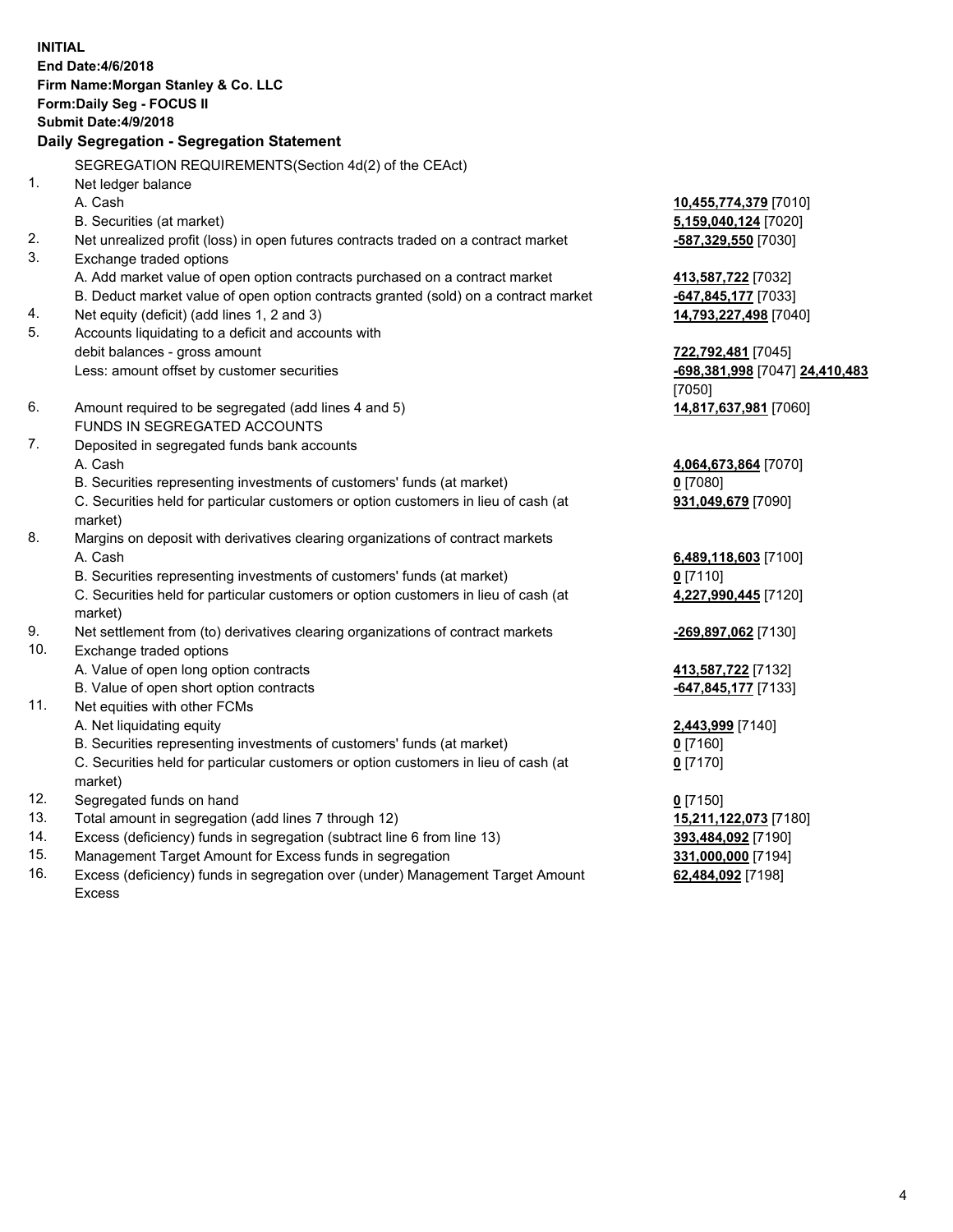**INITIAL**
**End Date:4/6/2018**
**Firm Name:Morgan Stanley & Co. LLC**
**Form:Daily Seg - FOCUS II**
**Submit Date:4/9/2018**

## Daily Segregation - Segregation Statement

SEGREGATION REQUIREMENTS(Section 4d(2) of the CEAct)

| | | |
|---|---|---|
| 1. | Net ledger balance | |
| | A. Cash | **10,455,774,379** [7010] |
| | B. Securities (at market) | **5,159,040,124** [7020] |
| 2. | Net unrealized profit (loss) in open futures contracts traded on a contract market | **-587,329,550** [7030] |
| 3. | Exchange traded options | |
| | A. Add market value of open option contracts purchased on a contract market | **413,587,722** [7032] |
| | B. Deduct market value of open option contracts granted (sold) on a contract market | **-647,845,177** [7033] |
| 4. | Net equity (deficit) (add lines 1, 2 and 3) | **14,793,227,498** [7040] |
| 5. | Accounts liquidating to a deficit and accounts with debit balances - gross amount | **722,792,481** [7045] |
| | Less: amount offset by customer securities | **-698,381,998** [7047] **24,410,483** [7050] |
| 6. | Amount required to be segregated (add lines 4 and 5) | **14,817,637,981** [7060] |
| | FUNDS IN SEGREGATED ACCOUNTS | |
| 7. | Deposited in segregated funds bank accounts | |
| | A. Cash | **4,064,673,864** [7070] |
| | B. Securities representing investments of customers' funds (at market) | **0** [7080] |
| | C. Securities held for particular customers or option customers in lieu of cash (at market) | **931,049,679** [7090] |
| 8. | Margins on deposit with derivatives clearing organizations of contract markets | |
| | A. Cash | **6,489,118,603** [7100] |
| | B. Securities representing investments of customers' funds (at market) | **0** [7110] |
| | C. Securities held for particular customers or option customers in lieu of cash (at market) | **4,227,990,445** [7120] |
| 9. | Net settlement from (to) derivatives clearing organizations of contract markets | **-269,897,062** [7130] |
| 10. | Exchange traded options | |
| | A. Value of open long option contracts | **413,587,722** [7132] |
| | B. Value of open short option contracts | **-647,845,177** [7133] |
| 11. | Net equities with other FCMs | |
| | A. Net liquidating equity | **2,443,999** [7140] |
| | B. Securities representing investments of customers' funds (at market) | **0** [7160] |
| | C. Securities held for particular customers or option customers in lieu of cash (at market) | **0** [7170] |
| 12. | Segregated funds on hand | **0** [7150] |
| 13. | Total amount in segregation (add lines 7 through 12) | **15,211,122,073** [7180] |
| 14. | Excess (deficiency) funds in segregation (subtract line 6 from line 13) | **393,484,092** [7190] |
| 15. | Management Target Amount for Excess funds in segregation | **331,000,000** [7194] |
| 16. | Excess (deficiency) funds in segregation over (under) Management Target Amount Excess | **62,484,092** [7198] |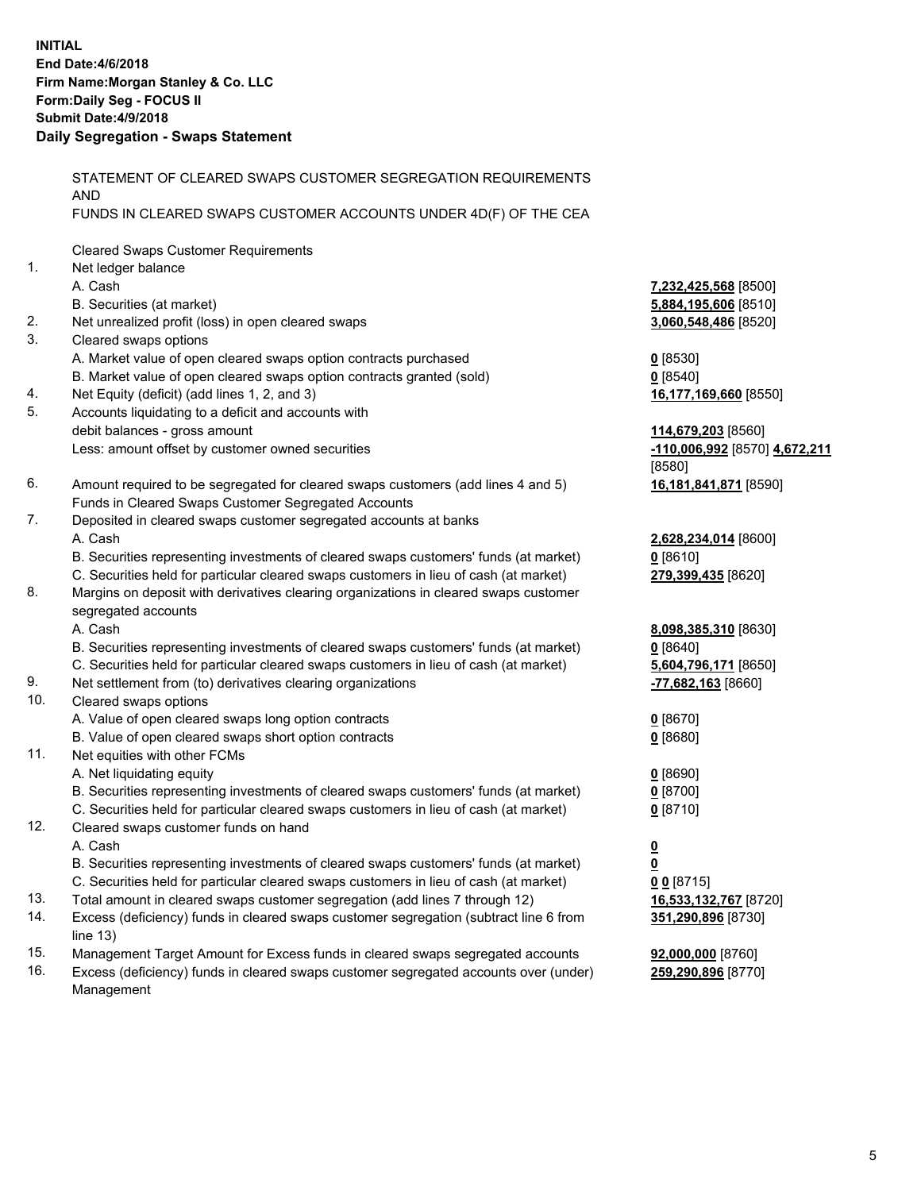**INITIAL**
**End Date:4/6/2018**
**Firm Name:Morgan Stanley & Co. LLC**
**Form:Daily Seg - FOCUS II**
**Submit Date:4/9/2018**
**Daily Segregation - Swaps Statement**

STATEMENT OF CLEARED SWAPS CUSTOMER SEGREGATION REQUIREMENTS AND FUNDS IN CLEARED SWAPS CUSTOMER ACCOUNTS UNDER 4D(F) OF THE CEA

| | | |
|---|---|---|
| | Cleared Swaps Customer Requirements | |
| 1. | Net ledger balance | |
| | A. Cash | **7,232,425,568** [8500] |
| | B. Securities (at market) | **5,884,195,606** [8510] |
| 2. | Net unrealized profit (loss) in open cleared swaps | **3,060,548,486** [8520] |
| 3. | Cleared swaps options | |
| | A. Market value of open cleared swaps option contracts purchased | **0** [8530] |
| | B. Market value of open cleared swaps option contracts granted (sold) | **0** [8540] |
| 4. | Net Equity (deficit) (add lines 1, 2, and 3) | **16,177,169,660** [8550] |
| 5. | Accounts liquidating to a deficit and accounts with debit balances - gross amount | **114,679,203** [8560] |
| | Less: amount offset by customer owned securities | **-110,006,992** [8570] **4,672,211** [8580] |
| 6. | Amount required to be segregated for cleared swaps customers (add lines 4 and 5) | **16,181,841,871** [8590] |
| | Funds in Cleared Swaps Customer Segregated Accounts | |
| 7. | Deposited in cleared swaps customer segregated accounts at banks | |
| | A. Cash | **2,628,234,014** [8600] |
| | B. Securities representing investments of cleared swaps customers' funds (at market) | **0** [8610] |
| | C. Securities held for particular cleared swaps customers in lieu of cash (at market) | **279,399,435** [8620] |
| 8. | Margins on deposit with derivatives clearing organizations in cleared swaps customer segregated accounts | |
| | A. Cash | **8,098,385,310** [8630] |
| | B. Securities representing investments of cleared swaps customers' funds (at market) | **0** [8640] |
| | C. Securities held for particular cleared swaps customers in lieu of cash (at market) | **5,604,796,171** [8650] |
| 9. | Net settlement from (to) derivatives clearing organizations | **-77,682,163** [8660] |
| 10. | Cleared swaps options | |
| | A. Value of open cleared swaps long option contracts | **0** [8670] |
| | B. Value of open cleared swaps short option contracts | **0** [8680] |
| 11. | Net equities with other FCMs | |
| | A. Net liquidating equity | **0** [8690] |
| | B. Securities representing investments of cleared swaps customers' funds (at market) | **0** [8700] |
| | C. Securities held for particular cleared swaps customers in lieu of cash (at market) | **0** [8710] |
| 12. | Cleared swaps customer funds on hand | |
| | A. Cash | **0** |
| | B. Securities representing investments of cleared swaps customers' funds (at market) | **0** |
| | C. Securities held for particular cleared swaps customers in lieu of cash (at market) | **0** **0** [8715] |
| 13. | Total amount in cleared swaps customer segregation (add lines 7 through 12) | **16,533,132,767** [8720] |
| 14. | Excess (deficiency) funds in cleared swaps customer segregation (subtract line 6 from line 13) | **351,290,896** [8730] |
| 15. | Management Target Amount for Excess funds in cleared swaps segregated accounts | **92,000,000** [8760] |
| 16. | Excess (deficiency) funds in cleared swaps customer segregated accounts over (under) Management | **259,290,896** [8770] |